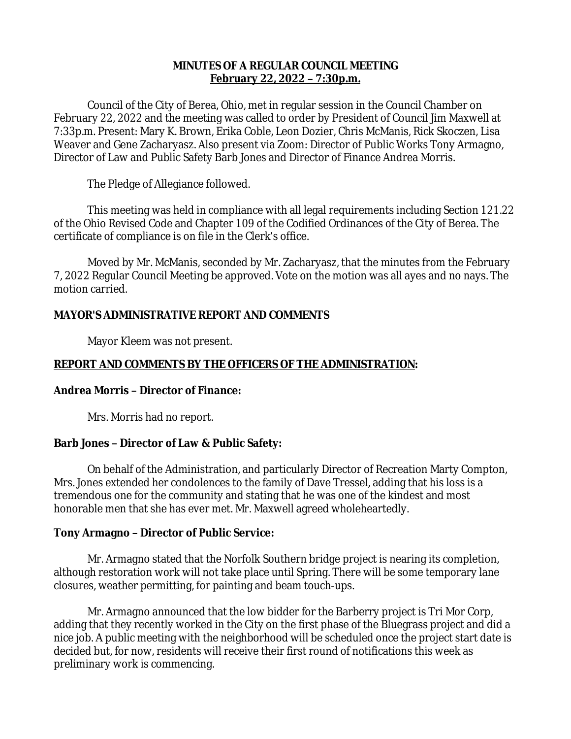**MINUTES OF A REGULAR COUNCIL MEETING**
**February 22, 2022 – 7:30p.m.**

Council of the City of Berea, Ohio, met in regular session in the Council Chamber on February 22, 2022 and the meeting was called to order by President of Council Jim Maxwell at 7:33p.m. Present: Mary K. Brown, Erika Coble, Leon Dozier, Chris McManis, Rick Skoczen, Lisa Weaver and Gene Zacharyasz. Also present via Zoom: Director of Public Works Tony Armagno, Director of Law and Public Safety Barb Jones and Director of Finance Andrea Morris.

The Pledge of Allegiance followed.

This meeting was held in compliance with all legal requirements including Section 121.22 of the Ohio Revised Code and Chapter 109 of the Codified Ordinances of the City of Berea. The certificate of compliance is on file in the Clerk's office.

Moved by Mr. McManis, seconded by Mr. Zacharyasz, that the minutes from the February 7, 2022 Regular Council Meeting be approved. Vote on the motion was all ayes and no nays. The motion carried.

**MAYOR'S ADMINISTRATIVE REPORT AND COMMENTS**

Mayor Kleem was not present.

**REPORT AND COMMENTS BY THE OFFICERS OF THE ADMINISTRATION:**

**Andrea Morris – Director of Finance:**

Mrs. Morris had no report.

**Barb Jones – Director of Law & Public Safety:**

On behalf of the Administration, and particularly Director of Recreation Marty Compton, Mrs. Jones extended her condolences to the family of Dave Tressel, adding that his loss is a tremendous one for the community and stating that he was one of the kindest and most honorable men that she has ever met. Mr. Maxwell agreed wholeheartedly.

**Tony Armagno – Director of Public Service:**

Mr. Armagno stated that the Norfolk Southern bridge project is nearing its completion, although restoration work will not take place until Spring. There will be some temporary lane closures, weather permitting, for painting and beam touch-ups.

Mr. Armagno announced that the low bidder for the Barberry project is Tri Mor Corp, adding that they recently worked in the City on the first phase of the Bluegrass project and did a nice job. A public meeting with the neighborhood will be scheduled once the project start date is decided but, for now, residents will receive their first round of notifications this week as preliminary work is commencing.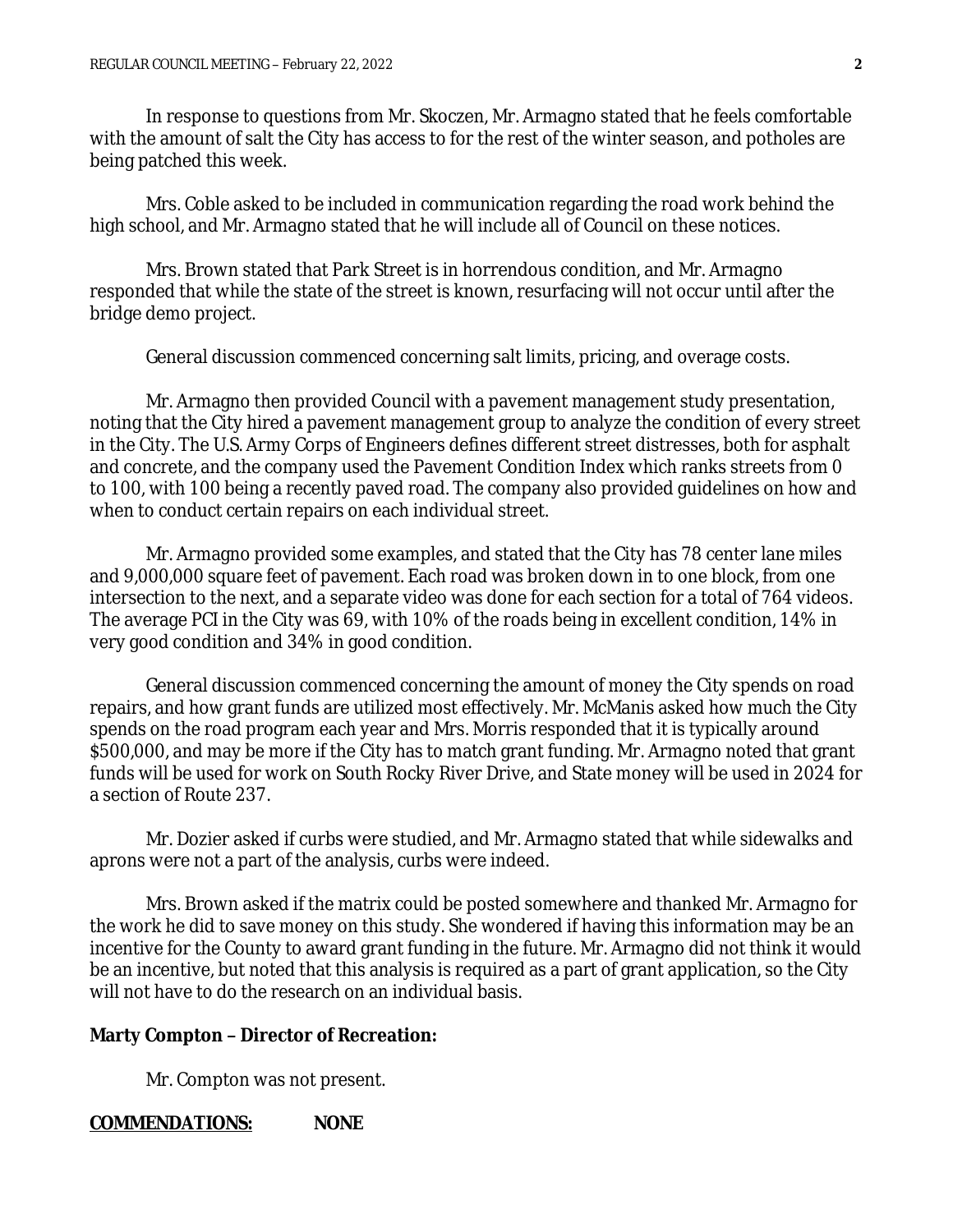In response to questions from Mr. Skoczen, Mr. Armagno stated that he feels comfortable with the amount of salt the City has access to for the rest of the winter season, and potholes are being patched this week.

Mrs. Coble asked to be included in communication regarding the road work behind the high school, and Mr. Armagno stated that he will include all of Council on these notices.

Mrs. Brown stated that Park Street is in horrendous condition, and Mr. Armagno responded that while the state of the street is known, resurfacing will not occur until after the bridge demo project.

General discussion commenced concerning salt limits, pricing, and overage costs.

Mr. Armagno then provided Council with a pavement management study presentation, noting that the City hired a pavement management group to analyze the condition of every street in the City. The U.S. Army Corps of Engineers defines different street distresses, both for asphalt and concrete, and the company used the Pavement Condition Index which ranks streets from 0 to 100, with 100 being a recently paved road. The company also provided guidelines on how and when to conduct certain repairs on each individual street.

Mr. Armagno provided some examples, and stated that the City has 78 center lane miles and 9,000,000 square feet of pavement. Each road was broken down in to one block, from one intersection to the next, and a separate video was done for each section for a total of 764 videos. The average PCI in the City was 69, with 10% of the roads being in excellent condition, 14% in very good condition and 34% in good condition.

General discussion commenced concerning the amount of money the City spends on road repairs, and how grant funds are utilized most effectively. Mr. McManis asked how much the City spends on the road program each year and Mrs. Morris responded that it is typically around $500,000, and may be more if the City has to match grant funding. Mr. Armagno noted that grant funds will be used for work on South Rocky River Drive, and State money will be used in 2024 for a section of Route 237.

Mr. Dozier asked if curbs were studied, and Mr. Armagno stated that while sidewalks and aprons were not a part of the analysis, curbs were indeed.

Mrs. Brown asked if the matrix could be posted somewhere and thanked Mr. Armagno for the work he did to save money on this study. She wondered if having this information may be an incentive for the County to award grant funding in the future. Mr. Armagno did not think it would be an incentive, but noted that this analysis is required as a part of grant application, so the City will not have to do the research on an individual basis.

**Marty Compton – Director of Recreation:**

Mr. Compton was not present.

**<u>COMMENDATIONS:</u>** **NONE**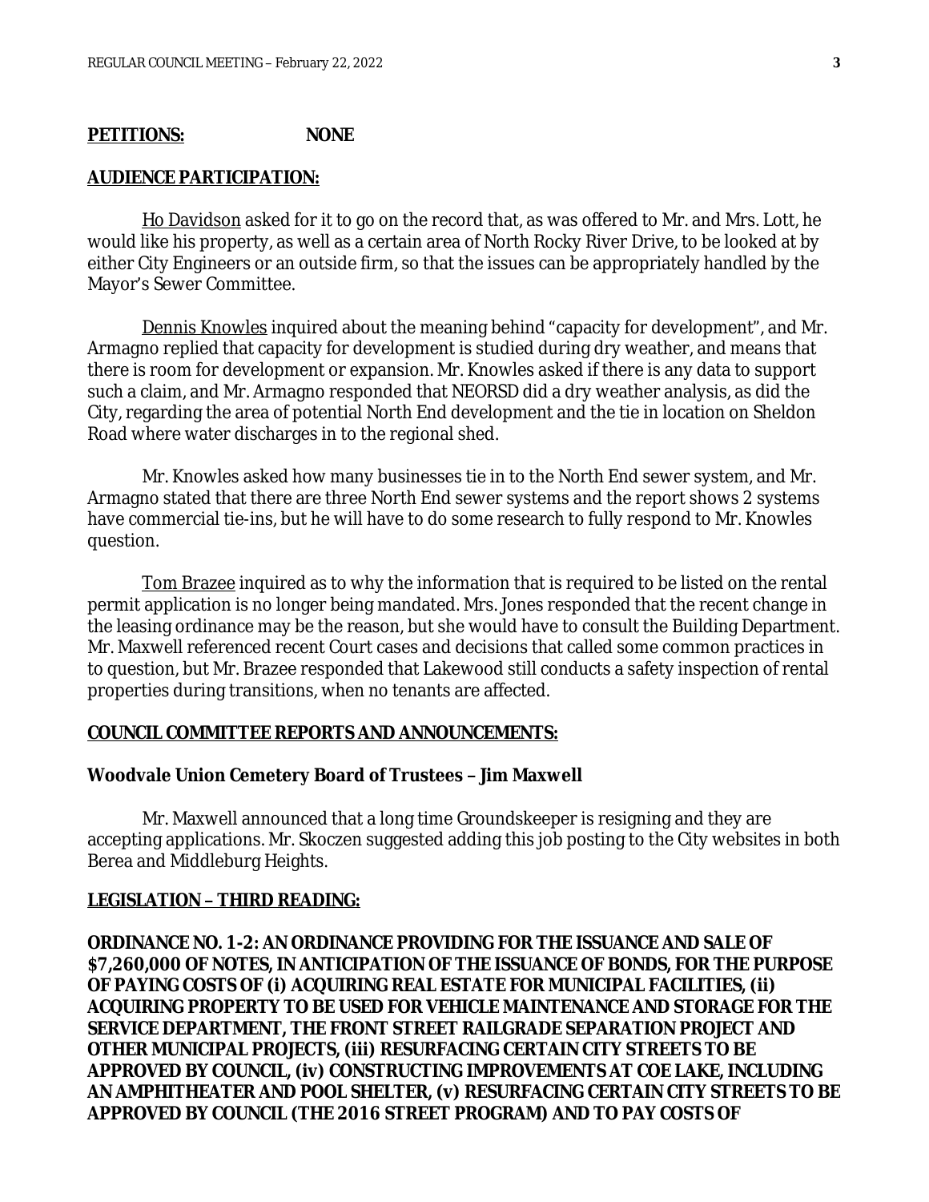**PETITIONS:** **NONE**

**AUDIENCE PARTICIPATION:**

Ho Davidson asked for it to go on the record that, as was offered to Mr. and Mrs. Lott, he would like his property, as well as a certain area of North Rocky River Drive, to be looked at by either City Engineers or an outside firm, so that the issues can be appropriately handled by the Mayor's Sewer Committee.

Dennis Knowles inquired about the meaning behind "capacity for development", and Mr. Armagno replied that capacity for development is studied during dry weather, and means that there is room for development or expansion. Mr. Knowles asked if there is any data to support such a claim, and Mr. Armagno responded that NEORSD did a dry weather analysis, as did the City, regarding the area of potential North End development and the tie in location on Sheldon Road where water discharges in to the regional shed.

Mr. Knowles asked how many businesses tie in to the North End sewer system, and Mr. Armagno stated that there are three North End sewer systems and the report shows 2 systems have commercial tie-ins, but he will have to do some research to fully respond to Mr. Knowles question.

Tom Brazee inquired as to why the information that is required to be listed on the rental permit application is no longer being mandated. Mrs. Jones responded that the recent change in the leasing ordinance may be the reason, but she would have to consult the Building Department. Mr. Maxwell referenced recent Court cases and decisions that called some common practices in to question, but Mr. Brazee responded that Lakewood still conducts a safety inspection of rental properties during transitions, when no tenants are affected.

**COUNCIL COMMITTEE REPORTS AND ANNOUNCEMENTS:**

**Woodvale Union Cemetery Board of Trustees – Jim Maxwell**

Mr. Maxwell announced that a long time Groundskeeper is resigning and they are accepting applications. Mr. Skoczen suggested adding this job posting to the City websites in both Berea and Middleburg Heights.

**LEGISLATION – THIRD READING:**

**ORDINANCE NO. 1-2: AN ORDINANCE PROVIDING FOR THE ISSUANCE AND SALE OF $7,260,000 OF NOTES, IN ANTICIPATION OF THE ISSUANCE OF BONDS, FOR THE PURPOSE OF PAYING COSTS OF (i) ACQUIRING REAL ESTATE FOR MUNICIPAL FACILITIES, (ii) ACQUIRING PROPERTY TO BE USED FOR VEHICLE MAINTENANCE AND STORAGE FOR THE SERVICE DEPARTMENT, THE FRONT STREET RAILGRADE SEPARATION PROJECT AND OTHER MUNICIPAL PROJECTS, (iii) RESURFACING CERTAIN CITY STREETS TO BE APPROVED BY COUNCIL, (iv) CONSTRUCTING IMPROVEMENTS AT COE LAKE, INCLUDING AN AMPHITHEATER AND POOL SHELTER, (v) RESURFACING CERTAIN CITY STREETS TO BE APPROVED BY COUNCIL (THE 2016 STREET PROGRAM) AND TO PAY COSTS OF**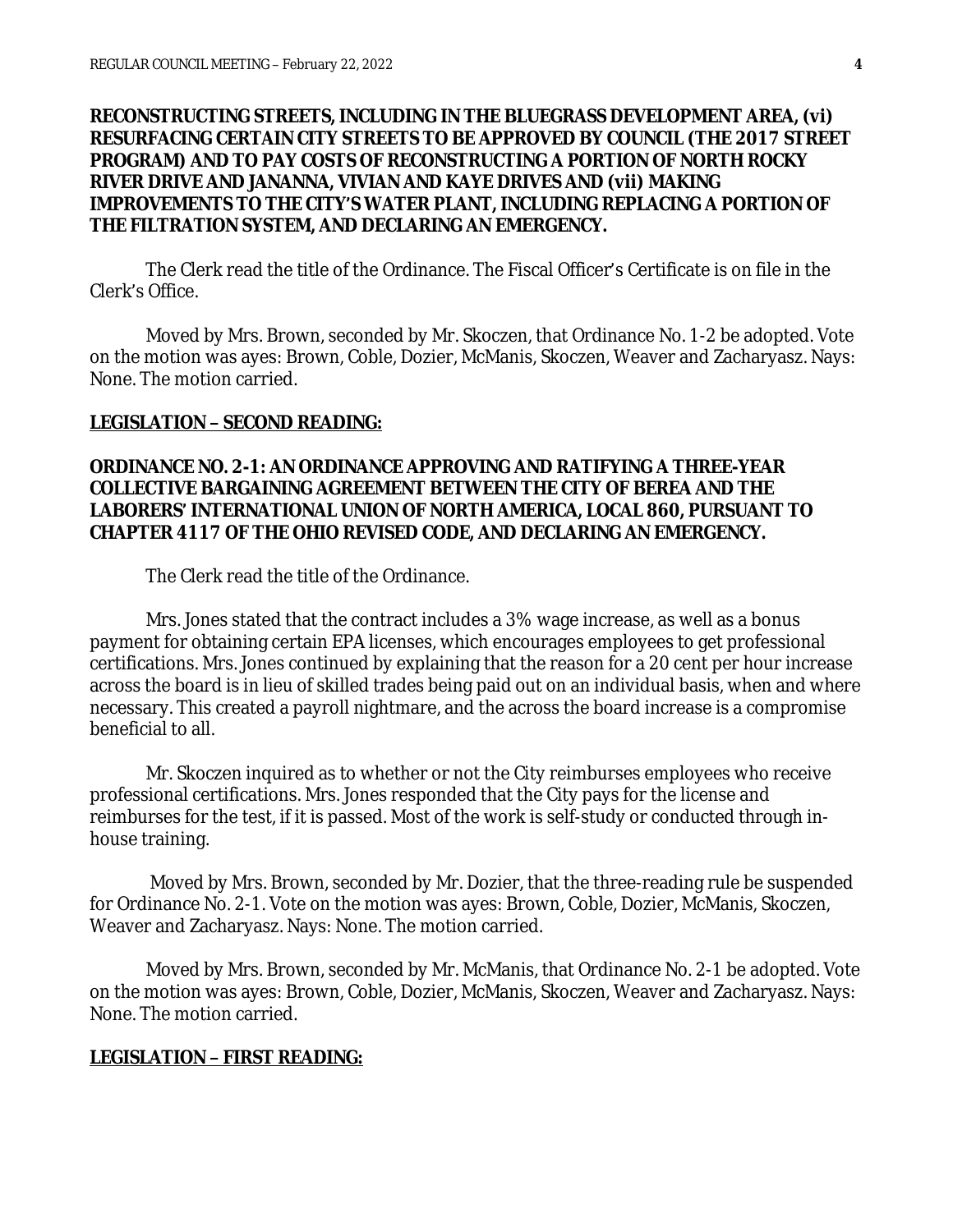**RECONSTRUCTING STREETS, INCLUDING IN THE BLUEGRASS DEVELOPMENT AREA, (vi) RESURFACING CERTAIN CITY STREETS TO BE APPROVED BY COUNCIL (THE 2017 STREET PROGRAM) AND TO PAY COSTS OF RECONSTRUCTING A PORTION OF NORTH ROCKY RIVER DRIVE AND JANANNA, VIVIAN AND KAYE DRIVES AND (vii) MAKING IMPROVEMENTS TO THE CITY'S WATER PLANT, INCLUDING REPLACING A PORTION OF THE FILTRATION SYSTEM, AND DECLARING AN EMERGENCY.**

The Clerk read the title of the Ordinance. The Fiscal Officer's Certificate is on file in the Clerk's Office.

Moved by Mrs. Brown, seconded by Mr. Skoczen, that Ordinance No. 1-2 be adopted. Vote on the motion was ayes: Brown, Coble, Dozier, McManis, Skoczen, Weaver and Zacharyasz. Nays: None. The motion carried.

**LEGISLATION – SECOND READING:**

**ORDINANCE NO. 2-1: AN ORDINANCE APPROVING AND RATIFYING A THREE-YEAR COLLECTIVE BARGAINING AGREEMENT BETWEEN THE CITY OF BEREA AND THE LABORERS' INTERNATIONAL UNION OF NORTH AMERICA, LOCAL 860, PURSUANT TO CHAPTER 4117 OF THE OHIO REVISED CODE, AND DECLARING AN EMERGENCY.**

The Clerk read the title of the Ordinance.

Mrs. Jones stated that the contract includes a 3% wage increase, as well as a bonus payment for obtaining certain EPA licenses, which encourages employees to get professional certifications. Mrs. Jones continued by explaining that the reason for a 20 cent per hour increase across the board is in lieu of skilled trades being paid out on an individual basis, when and where necessary. This created a payroll nightmare, and the across the board increase is a compromise beneficial to all.

Mr. Skoczen inquired as to whether or not the City reimburses employees who receive professional certifications. Mrs. Jones responded that the City pays for the license and reimburses for the test, if it is passed. Most of the work is self-study or conducted through in-house training.

Moved by Mrs. Brown, seconded by Mr. Dozier, that the three-reading rule be suspended for Ordinance No. 2-1. Vote on the motion was ayes: Brown, Coble, Dozier, McManis, Skoczen, Weaver and Zacharyasz. Nays: None. The motion carried.

Moved by Mrs. Brown, seconded by Mr. McManis, that Ordinance No. 2-1 be adopted. Vote on the motion was ayes: Brown, Coble, Dozier, McManis, Skoczen, Weaver and Zacharyasz. Nays: None. The motion carried.

**LEGISLATION – FIRST READING:**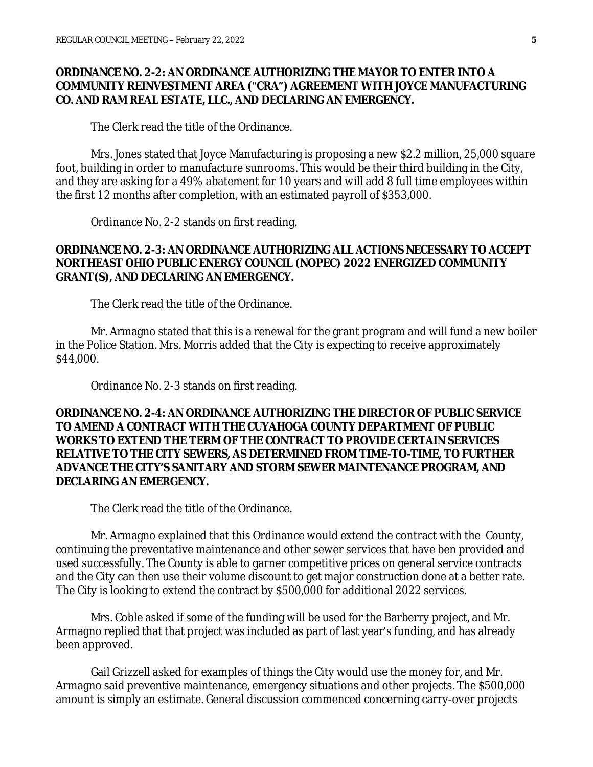**ORDINANCE NO. 2-2: AN ORDINANCE AUTHORIZING THE MAYOR TO ENTER INTO A COMMUNITY REINVESTMENT AREA ("CRA") AGREEMENT WITH JOYCE MANUFACTURING CO. AND RAM REAL ESTATE, LLC., AND DECLARING AN EMERGENCY.**

The Clerk read the title of the Ordinance.

Mrs. Jones stated that Joyce Manufacturing is proposing a new $2.2 million, 25,000 square foot, building in order to manufacture sunrooms. This would be their third building in the City, and they are asking for a 49% abatement for 10 years and will add 8 full time employees within the first 12 months after completion, with an estimated payroll of $353,000.

Ordinance No. 2-2 stands on first reading.

**ORDINANCE NO. 2-3: AN ORDINANCE AUTHORIZING ALL ACTIONS NECESSARY TO ACCEPT NORTHEAST OHIO PUBLIC ENERGY COUNCIL (NOPEC) 2022 ENERGIZED COMMUNITY GRANT(S), AND DECLARING AN EMERGENCY.**

The Clerk read the title of the Ordinance.

Mr. Armagno stated that this is a renewal for the grant program and will fund a new boiler in the Police Station. Mrs. Morris added that the City is expecting to receive approximately $44,000.

Ordinance No. 2-3 stands on first reading.

**ORDINANCE NO. 2-4: AN ORDINANCE AUTHORIZING THE DIRECTOR OF PUBLIC SERVICE TO AMEND A CONTRACT WITH THE CUYAHOGA COUNTY DEPARTMENT OF PUBLIC WORKS TO EXTEND THE TERM OF THE CONTRACT TO PROVIDE CERTAIN SERVICES RELATIVE TO THE CITY SEWERS, AS DETERMINED FROM TIME-TO-TIME, TO FURTHER ADVANCE THE CITY'S SANITARY AND STORM SEWER MAINTENANCE PROGRAM, AND DECLARING AN EMERGENCY.**

The Clerk read the title of the Ordinance.

Mr. Armagno explained that this Ordinance would extend the contract with the County, continuing the preventative maintenance and other sewer services that have ben provided and used successfully. The County is able to garner competitive prices on general service contracts and the City can then use their volume discount to get major construction done at a better rate. The City is looking to extend the contract by $500,000 for additional 2022 services.

Mrs. Coble asked if some of the funding will be used for the Barberry project, and Mr. Armagno replied that that project was included as part of last year's funding, and has already been approved.

Gail Grizzell asked for examples of things the City would use the money for, and Mr. Armagno said preventive maintenance, emergency situations and other projects. The $500,000 amount is simply an estimate. General discussion commenced concerning carry-over projects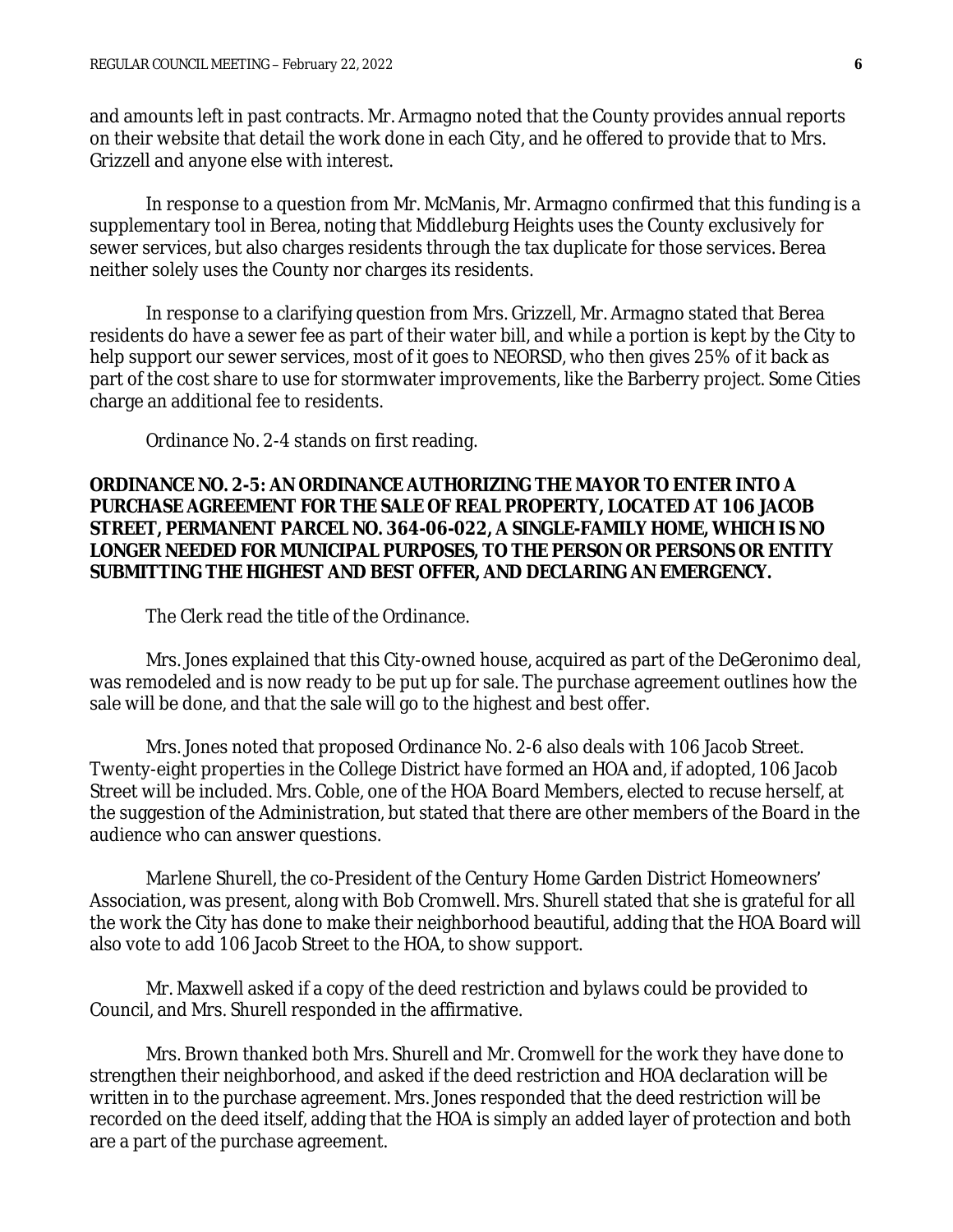and amounts left in past contracts. Mr. Armagno noted that the County provides annual reports on their website that detail the work done in each City, and he offered to provide that to Mrs. Grizzell and anyone else with interest.

In response to a question from Mr. McManis, Mr. Armagno confirmed that this funding is a supplementary tool in Berea, noting that Middleburg Heights uses the County exclusively for sewer services, but also charges residents through the tax duplicate for those services. Berea neither solely uses the County nor charges its residents.

In response to a clarifying question from Mrs. Grizzell, Mr. Armagno stated that Berea residents do have a sewer fee as part of their water bill, and while a portion is kept by the City to help support our sewer services, most of it goes to NEORSD, who then gives 25% of it back as part of the cost share to use for stormwater improvements, like the Barberry project. Some Cities charge an additional fee to residents.

Ordinance No. 2-4 stands on first reading.

**ORDINANCE NO. 2-5: AN ORDINANCE AUTHORIZING THE MAYOR TO ENTER INTO A PURCHASE AGREEMENT FOR THE SALE OF REAL PROPERTY, LOCATED AT 106 JACOB STREET, PERMANENT PARCEL NO. 364-06-022, A SINGLE-FAMILY HOME, WHICH IS NO LONGER NEEDED FOR MUNICIPAL PURPOSES, TO THE PERSON OR PERSONS OR ENTITY SUBMITTING THE HIGHEST AND BEST OFFER, AND DECLARING AN EMERGENCY.**

The Clerk read the title of the Ordinance.

Mrs. Jones explained that this City-owned house, acquired as part of the DeGeronimo deal, was remodeled and is now ready to be put up for sale. The purchase agreement outlines how the sale will be done, and that the sale will go to the highest and best offer.

Mrs. Jones noted that proposed Ordinance No. 2-6 also deals with 106 Jacob Street. Twenty-eight properties in the College District have formed an HOA and, if adopted, 106 Jacob Street will be included. Mrs. Coble, one of the HOA Board Members, elected to recuse herself, at the suggestion of the Administration, but stated that there are other members of the Board in the audience who can answer questions.

Marlene Shurell, the co-President of the Century Home Garden District Homeowners' Association, was present, along with Bob Cromwell. Mrs. Shurell stated that she is grateful for all the work the City has done to make their neighborhood beautiful, adding that the HOA Board will also vote to add 106 Jacob Street to the HOA, to show support.

Mr. Maxwell asked if a copy of the deed restriction and bylaws could be provided to Council, and Mrs. Shurell responded in the affirmative.

Mrs. Brown thanked both Mrs. Shurell and Mr. Cromwell for the work they have done to strengthen their neighborhood, and asked if the deed restriction and HOA declaration will be written in to the purchase agreement. Mrs. Jones responded that the deed restriction will be recorded on the deed itself, adding that the HOA is simply an added layer of protection and both are a part of the purchase agreement.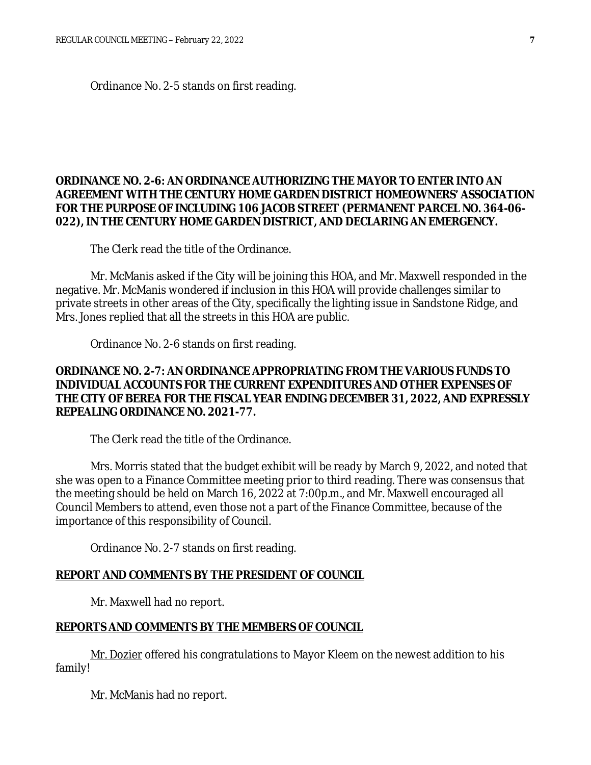Ordinance No. 2-5 stands on first reading.

**ORDINANCE NO. 2-6: AN ORDINANCE AUTHORIZING THE MAYOR TO ENTER INTO AN AGREEMENT WITH THE CENTURY HOME GARDEN DISTRICT HOMEOWNERS' ASSOCIATION FOR THE PURPOSE OF INCLUDING 106 JACOB STREET (PERMANENT PARCEL NO. 364-06-022), IN THE CENTURY HOME GARDEN DISTRICT, AND DECLARING AN EMERGENCY.**

The Clerk read the title of the Ordinance.

Mr. McManis asked if the City will be joining this HOA, and Mr. Maxwell responded in the negative. Mr. McManis wondered if inclusion in this HOA will provide challenges similar to private streets in other areas of the City, specifically the lighting issue in Sandstone Ridge, and Mrs. Jones replied that all the streets in this HOA are public.

Ordinance No. 2-6 stands on first reading.

**ORDINANCE NO. 2-7: AN ORDINANCE APPROPRIATING FROM THE VARIOUS FUNDS TO INDIVIDUAL ACCOUNTS FOR THE CURRENT EXPENDITURES AND OTHER EXPENSES OF THE CITY OF BEREA FOR THE FISCAL YEAR ENDING DECEMBER 31, 2022, AND EXPRESSLY REPEALING ORDINANCE NO. 2021-77.**

The Clerk read the title of the Ordinance.

Mrs. Morris stated that the budget exhibit will be ready by March 9, 2022, and noted that she was open to a Finance Committee meeting prior to third reading. There was consensus that the meeting should be held on March 16, 2022 at 7:00p.m., and Mr. Maxwell encouraged all Council Members to attend, even those not a part of the Finance Committee, because of the importance of this responsibility of Council.

Ordinance No. 2-7 stands on first reading.

**REPORT AND COMMENTS BY THE PRESIDENT OF COUNCIL**

Mr. Maxwell had no report.

**REPORTS AND COMMENTS BY THE MEMBERS OF COUNCIL**

Mr. Dozier offered his congratulations to Mayor Kleem on the newest addition to his family!

Mr. McManis had no report.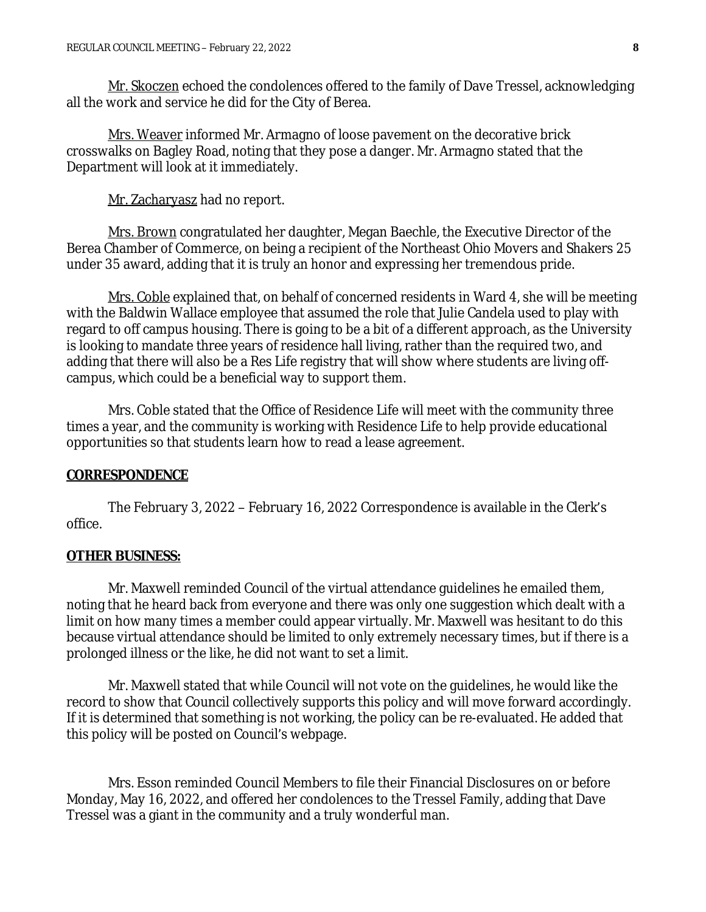Mr. Skoczen echoed the condolences offered to the family of Dave Tressel, acknowledging all the work and service he did for the City of Berea.

Mrs. Weaver informed Mr. Armagno of loose pavement on the decorative brick crosswalks on Bagley Road, noting that they pose a danger. Mr. Armagno stated that the Department will look at it immediately.

Mr. Zacharyasz had no report.

Mrs. Brown congratulated her daughter, Megan Baechle, the Executive Director of the Berea Chamber of Commerce, on being a recipient of the Northeast Ohio Movers and Shakers 25 under 35 award, adding that it is truly an honor and expressing her tremendous pride.

Mrs. Coble explained that, on behalf of concerned residents in Ward 4, she will be meeting with the Baldwin Wallace employee that assumed the role that Julie Candela used to play with regard to off campus housing. There is going to be a bit of a different approach, as the University is looking to mandate three years of residence hall living, rather than the required two, and adding that there will also be a Res Life registry that will show where students are living off-campus, which could be a beneficial way to support them.

Mrs. Coble stated that the Office of Residence Life will meet with the community three times a year, and the community is working with Residence Life to help provide educational opportunities so that students learn how to read a lease agreement.

**CORRESPONDENCE**

The February 3, 2022 – February 16, 2022 Correspondence is available in the Clerk's office.

**OTHER BUSINESS:**

Mr. Maxwell reminded Council of the virtual attendance guidelines he emailed them, noting that he heard back from everyone and there was only one suggestion which dealt with a limit on how many times a member could appear virtually. Mr. Maxwell was hesitant to do this because virtual attendance should be limited to only extremely necessary times, but if there is a prolonged illness or the like, he did not want to set a limit.

Mr. Maxwell stated that while Council will not vote on the guidelines, he would like the record to show that Council collectively supports this policy and will move forward accordingly. If it is determined that something is not working, the policy can be re-evaluated. He added that this policy will be posted on Council's webpage.

Mrs. Esson reminded Council Members to file their Financial Disclosures on or before Monday, May 16, 2022, and offered her condolences to the Tressel Family, adding that Dave Tressel was a giant in the community and a truly wonderful man.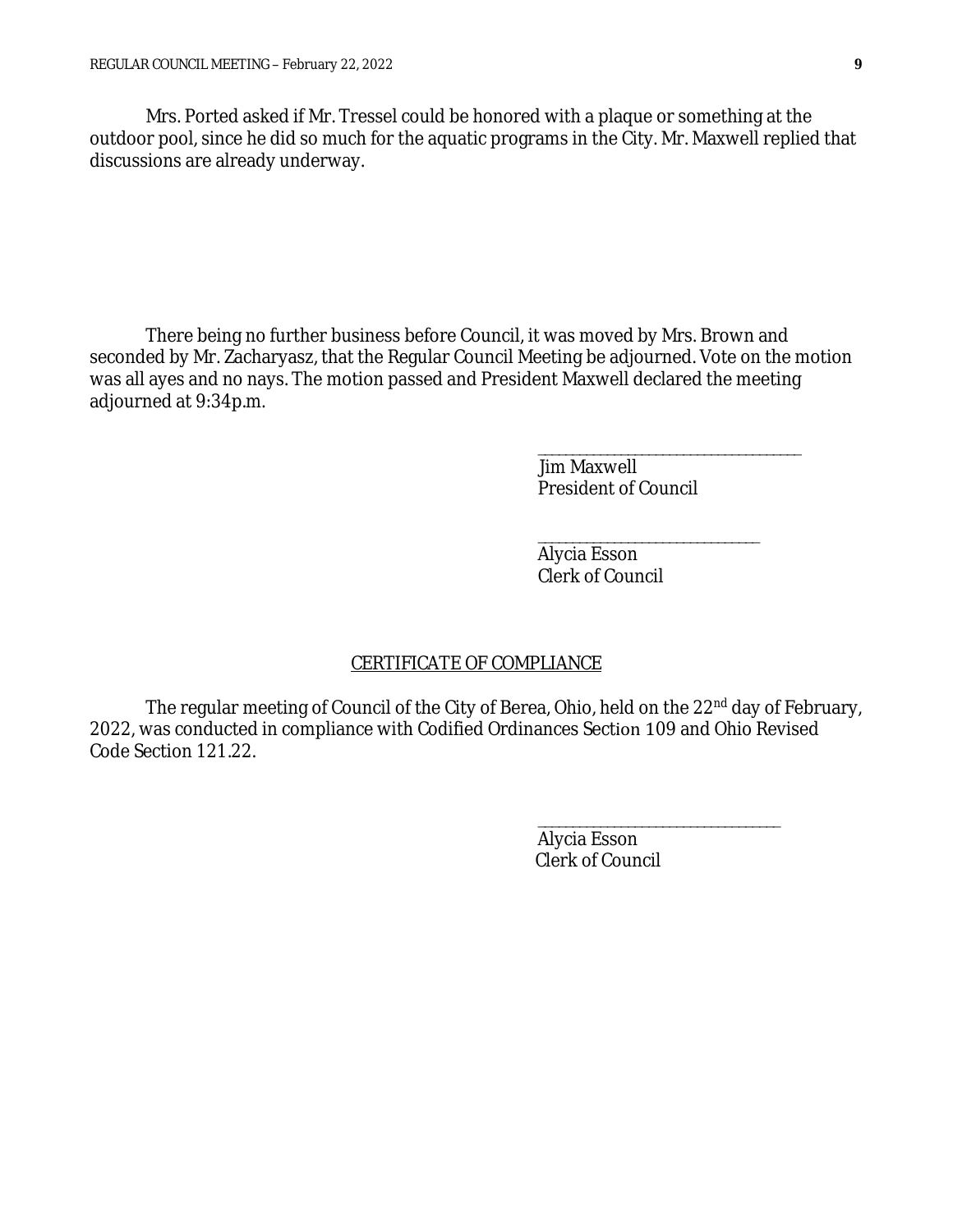Mrs. Ported asked if Mr. Tressel could be honored with a plaque or something at the outdoor pool, since he did so much for the aquatic programs in the City. Mr. Maxwell replied that discussions are already underway.

There being no further business before Council, it was moved by Mrs. Brown and seconded by Mr. Zacharyasz, that the Regular Council Meeting be adjourned. Vote on the motion was all ayes and no nays. The motion passed and President Maxwell declared the meeting adjourned at 9:34p.m.

\_\_\_\_\_\_\_\_\_\_\_\_\_\_\_\_\_\_\_\_\_\_\_\_\_\_\_\_\_\_\_\_
Jim Maxwell
President of Council

\_\_\_\_\_\_\_\_\_\_\_\_\_\_\_\_\_\_\_\_\_\_\_\_\_\_\_\_\_\_\_\_
Alycia Esson
Clerk of Council

CERTIFICATE OF COMPLIANCE

The regular meeting of Council of the City of Berea, Ohio, held on the 22nd day of February, 2022, was conducted in compliance with Codified Ordinances Section 109 and Ohio Revised Code Section 121.22.

\_\_\_\_\_\_\_\_\_\_\_\_\_\_\_\_\_\_\_\_\_\_\_\_\_\_\_\_\_\_\_\_
Alycia Esson
Clerk of Council